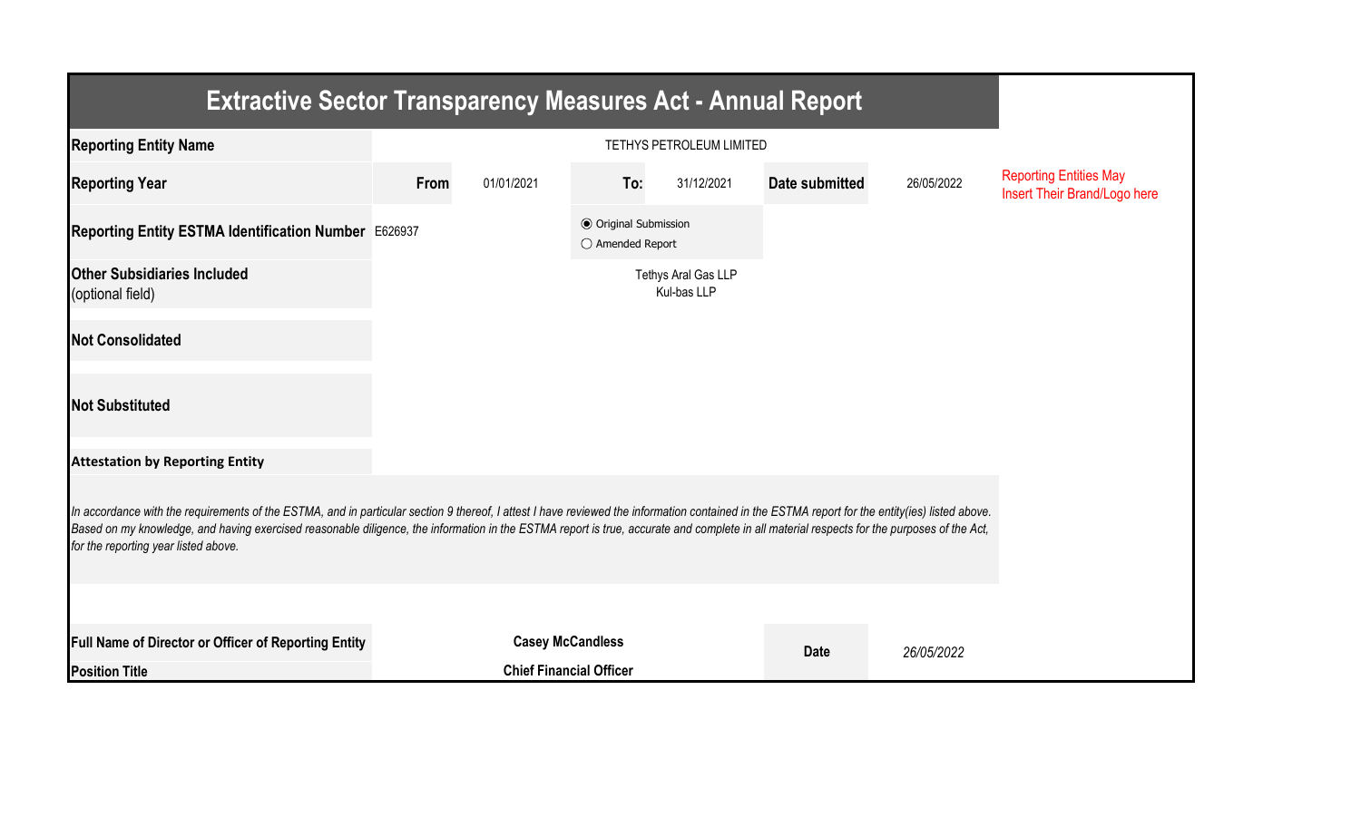# Extractive Sector Transparency Measures Act - Annual Report

| | | | | | | | |
|---|---|---|---|---|---|---|---|
| **Reporting Entity Name** | TETHYS PETROLEUM LIMITED | | | | | | Reporting Entities May Insert Their Brand/Logo here |
| **Reporting Year** | **From** | 01/01/2021 | **To:** | 31/12/2021 | **Date submitted** | 26/05/2022 | |
| **Reporting Entity ESTMA Identification Number** | E626937 | | ◉ Original Submission<br>○ Amended Report | | | | |
| **Other Subsidiaries Included** (optional field) | Tethys Aral Gas LLP<br>Kul-bas LLP | | | | | | |
| **Not Consolidated** | | | | | | | |
| **Not Substituted** | | | | | | | |

**Attestation by Reporting Entity**

*In accordance with the requirements of the ESTMA, and in particular section 9 thereof, I attest I have reviewed the information contained in the ESTMA report for the entity(ies) listed above. Based on my knowledge, and having exercised reasonable diligence, the information in the ESTMA report is true, accurate and complete in all material respects for the purposes of the Act, for the reporting year listed above.*

| | | | |
|---|---|---|---|
| **Full Name of Director or Officer of Reporting Entity** | **Casey McCandless** | **Date** | *26/05/2022* |
| **Position Title** | **Chief Financial Officer** | | |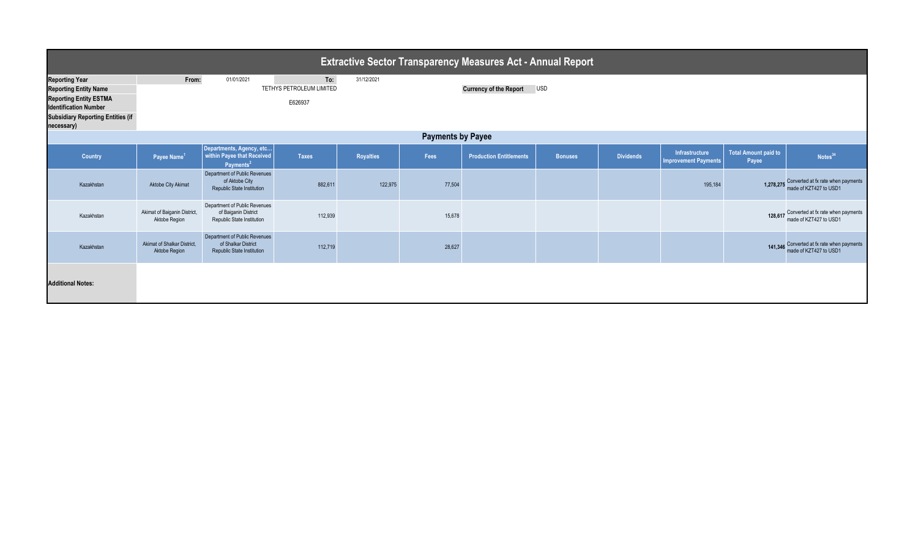# Extractive Sector Transparency Measures Act - Annual Report

| | | | | | |
|---|---|---|---|---|---|
| **Reporting Year** | **From:** | 01/01/2021 | **To:** | 31/12/2021 | |
| **Reporting Entity Name** | | TETHYS PETROLEUM LIMITED | | **Currency of the Report** | USD |
| **Reporting Entity ESTMA Identification Number** | | E626937 | | | |
| **Subsidiary Reporting Entities (if necessary)** | | | | | |

## Payments by Payee

| Country | Payee Name[1] | Departments, Agency, etc... within Payee that Received Payments[2] | Taxes | Royalties | Fees | Production Entitlements | Bonuses | Dividends | Infrastructure Improvement Payments | Total Amount paid to Payee | Notes[34] |
|---|---|---|---|---|---|---|---|---|---|---|---|
| Kazakhstan | Aktobe City Akimat | Department of Public Revenues of Aktobe City Republic State Institution | 882,611 | 122,975 | 77,504 | | | | 195,184 | 1,278,275 | Converted at fx rate when payments made of KZT427 to USD1 |
| Kazakhstan | Akimat of Baiganin District, Aktobe Region | Department of Public Revenues of Baiganin District Republic State Institution | 112,939 | | 15,678 | | | | | 128,617 | Converted at fx rate when payments made of KZT427 to USD1 |
| Kazakhstan | Akimat of Shalkar District, Aktobe Region | Department of Public Revenues of Shalkar District Republic State Institution | 112,719 | | 28,627 | | | | | 141,346 | Converted at fx rate when payments made of KZT427 to USD1 |

**Additional Notes:**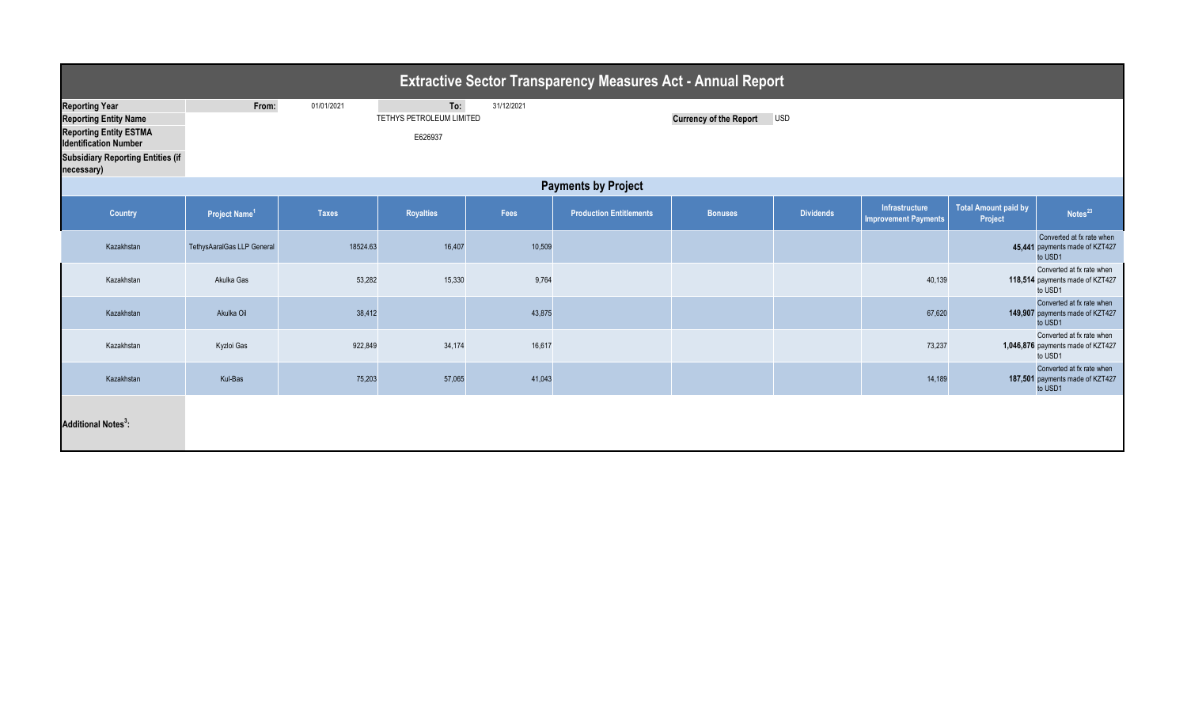# Extractive Sector Transparency Measures Act - Annual Report

| | | | | | |
|---|---|---|---|---|---|
| **Reporting Year** | **From:** | 01/01/2021 | **To:** | 31/12/2021 | |
| **Reporting Entity Name** | | TETHYS PETROLEUM LIMITED | | **Currency of the Report** | USD |
| **Reporting Entity ESTMA Identification Number** | | E626937 | | | |
| **Subsidiary Reporting Entities (if necessary)** | | | | | |

## Payments by Project

| Country | Project Name[1] | Taxes | Royalties | Fees | Production Entitlements | Bonuses | Dividends | Infrastructure Improvement Payments | Total Amount paid by Project | Notes[23] |
|---|---|---|---|---|---|---|---|---|---|---|
| Kazakhstan | TethysAaralGas LLP General | 18524.63 | 16,407 | 10,509 | | | | | **45,441** | Converted at fx rate when payments made of KZT427 to USD1 |
| Kazakhstan | Akulka Gas | 53,282 | 15,330 | 9,764 | | | | 40,139 | **118,514** | Converted at fx rate when payments made of KZT427 to USD1 |
| Kazakhstan | Akulka Oil | 38,412 | | 43,875 | | | | 67,620 | **149,907** | Converted at fx rate when payments made of KZT427 to USD1 |
| Kazakhstan | Kyzloi Gas | 922,849 | 34,174 | 16,617 | | | | 73,237 | **1,046,876** | Converted at fx rate when payments made of KZT427 to USD1 |
| Kazakhstan | Kul-Bas | 75,203 | 57,065 | 41,043 | | | | 14,189 | **187,501** | Converted at fx rate when payments made of KZT427 to USD1 |

**Additional Notes[3]:**